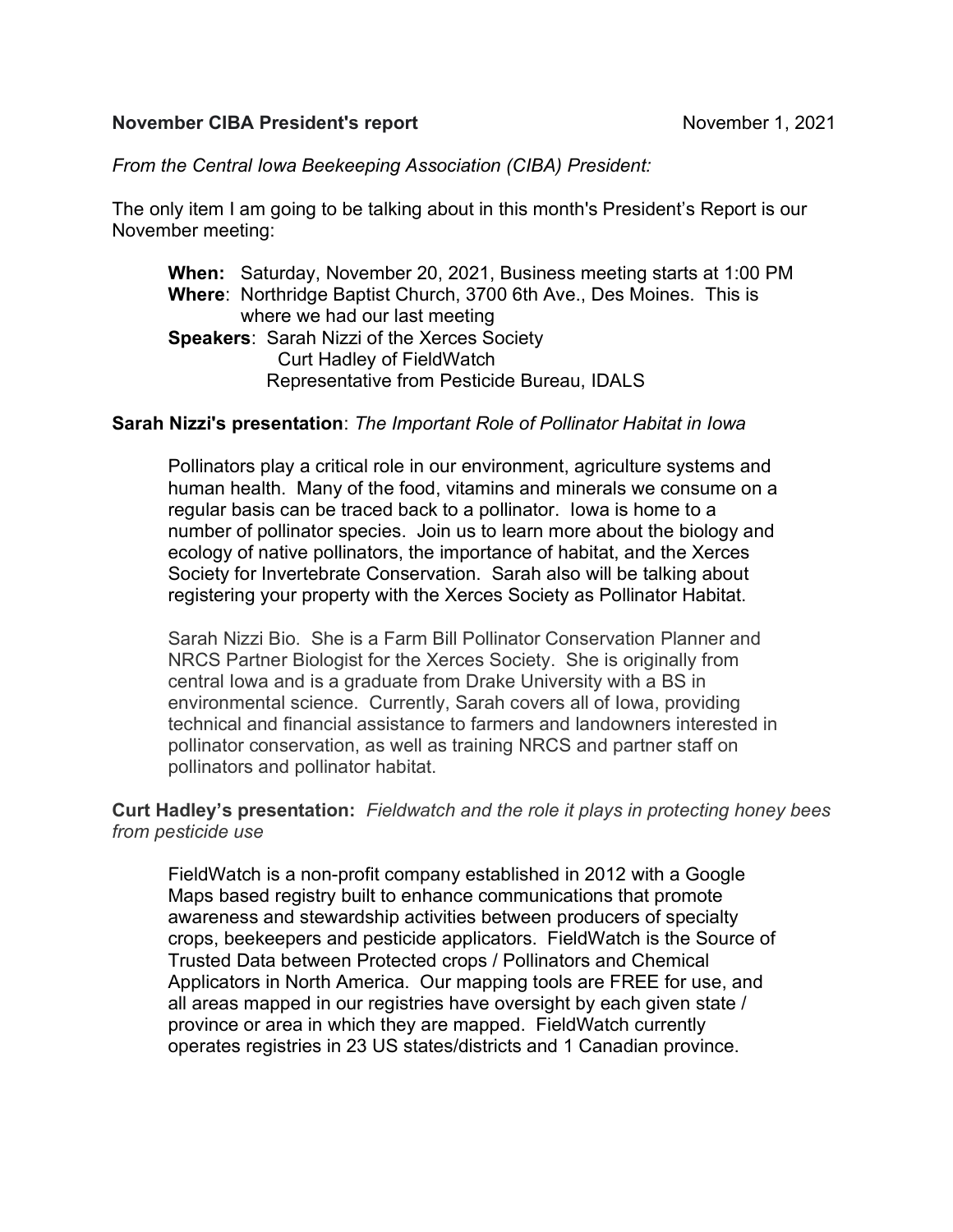**November CIBA President's report** November 1, 2021

*From the Central Iowa Beekeeping Association (CIBA) President:*

The only item I am going to be talking about in this month's President's Report is our November meeting:

> **When:** Saturday, November 20, 2021, Business meeting starts at 1:00 PM
> **Where**: Northridge Baptist Church, 3700 6th Ave., Des Moines. This is where we had our last meeting
> **Speakers**: Sarah Nizzi of the Xerces Society
> Curt Hadley of FieldWatch
> Representative from Pesticide Bureau, IDALS

**Sarah Nizzi's presentation**: *The Important Role of Pollinator Habitat in Iowa*

> Pollinators play a critical role in our environment, agriculture systems and human health. Many of the food, vitamins and minerals we consume on a regular basis can be traced back to a pollinator. Iowa is home to a number of pollinator species. Join us to learn more about the biology and ecology of native pollinators, the importance of habitat, and the Xerces Society for Invertebrate Conservation. Sarah also will be talking about registering your property with the Xerces Society as Pollinator Habitat.
>
> Sarah Nizzi Bio. She is a Farm Bill Pollinator Conservation Planner and NRCS Partner Biologist for the Xerces Society. She is originally from central Iowa and is a graduate from Drake University with a BS in environmental science. Currently, Sarah covers all of Iowa, providing technical and financial assistance to farmers and landowners interested in pollinator conservation, as well as training NRCS and partner staff on pollinators and pollinator habitat.

**Curt Hadley's presentation:** *Fieldwatch and the role it plays in protecting honey bees from pesticide use*

> FieldWatch is a non-profit company established in 2012 with a Google Maps based registry built to enhance communications that promote awareness and stewardship activities between producers of specialty crops, beekeepers and pesticide applicators. FieldWatch is the Source of Trusted Data between Protected crops / Pollinators and Chemical Applicators in North America. Our mapping tools are FREE for use, and all areas mapped in our registries have oversight by each given state / province or area in which they are mapped. FieldWatch currently operates registries in 23 US states/districts and 1 Canadian province.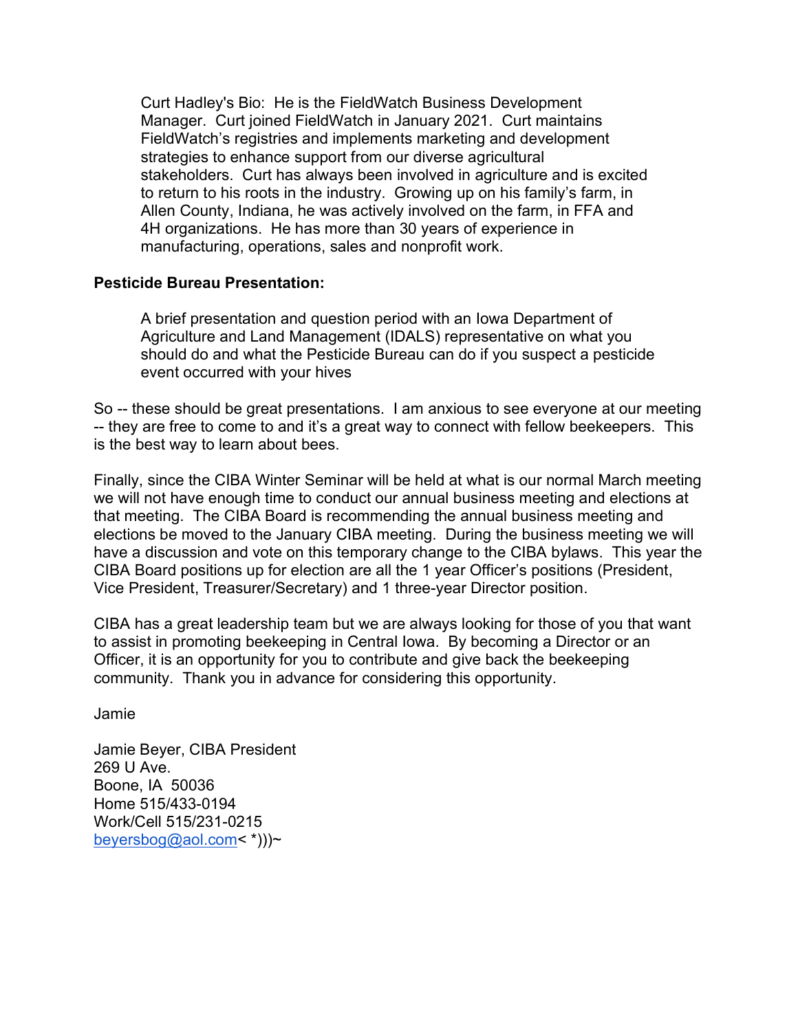Curt Hadley's Bio: He is the FieldWatch Business Development Manager. Curt joined FieldWatch in January 2021. Curt maintains FieldWatch's registries and implements marketing and development strategies to enhance support from our diverse agricultural stakeholders. Curt has always been involved in agriculture and is excited to return to his roots in the industry. Growing up on his family's farm, in Allen County, Indiana, he was actively involved on the farm, in FFA and 4H organizations. He has more than 30 years of experience in manufacturing, operations, sales and nonprofit work.

**Pesticide Bureau Presentation:**

A brief presentation and question period with an Iowa Department of Agriculture and Land Management (IDALS) representative on what you should do and what the Pesticide Bureau can do if you suspect a pesticide event occurred with your hives

So -- these should be great presentations. I am anxious to see everyone at our meeting -- they are free to come to and it's a great way to connect with fellow beekeepers. This is the best way to learn about bees.

Finally, since the CIBA Winter Seminar will be held at what is our normal March meeting we will not have enough time to conduct our annual business meeting and elections at that meeting. The CIBA Board is recommending the annual business meeting and elections be moved to the January CIBA meeting. During the business meeting we will have a discussion and vote on this temporary change to the CIBA bylaws. This year the CIBA Board positions up for election are all the 1 year Officer's positions (President, Vice President, Treasurer/Secretary) and 1 three-year Director position.

CIBA has a great leadership team but we are always looking for those of you that want to assist in promoting beekeeping in Central Iowa. By becoming a Director or an Officer, it is an opportunity for you to contribute and give back the beekeeping community. Thank you in advance for considering this opportunity.

Jamie

Jamie Beyer, CIBA President
269 U Ave.
Boone, IA 50036
Home 515/433-0194
Work/Cell 515/231-0215
beyersbog@aol.com< *)))~